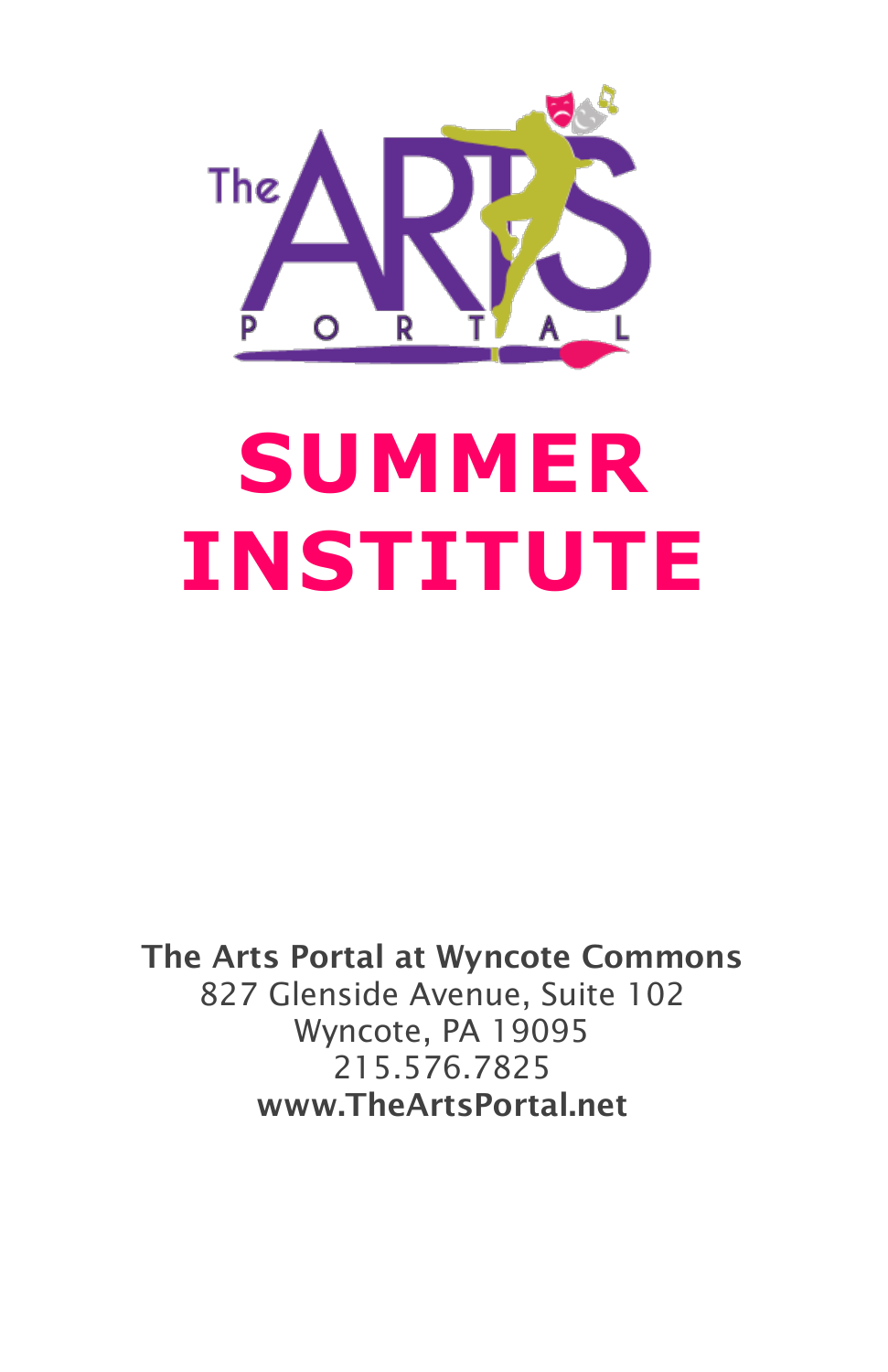The ARTS PORTAL

# SUMMER INSTITUTE

**The Arts Portal at Wyncote Commons**
827 Glenside Avenue, Suite 102
Wyncote, PA 19095
215.576.7825
**www.TheArtsPortal.net**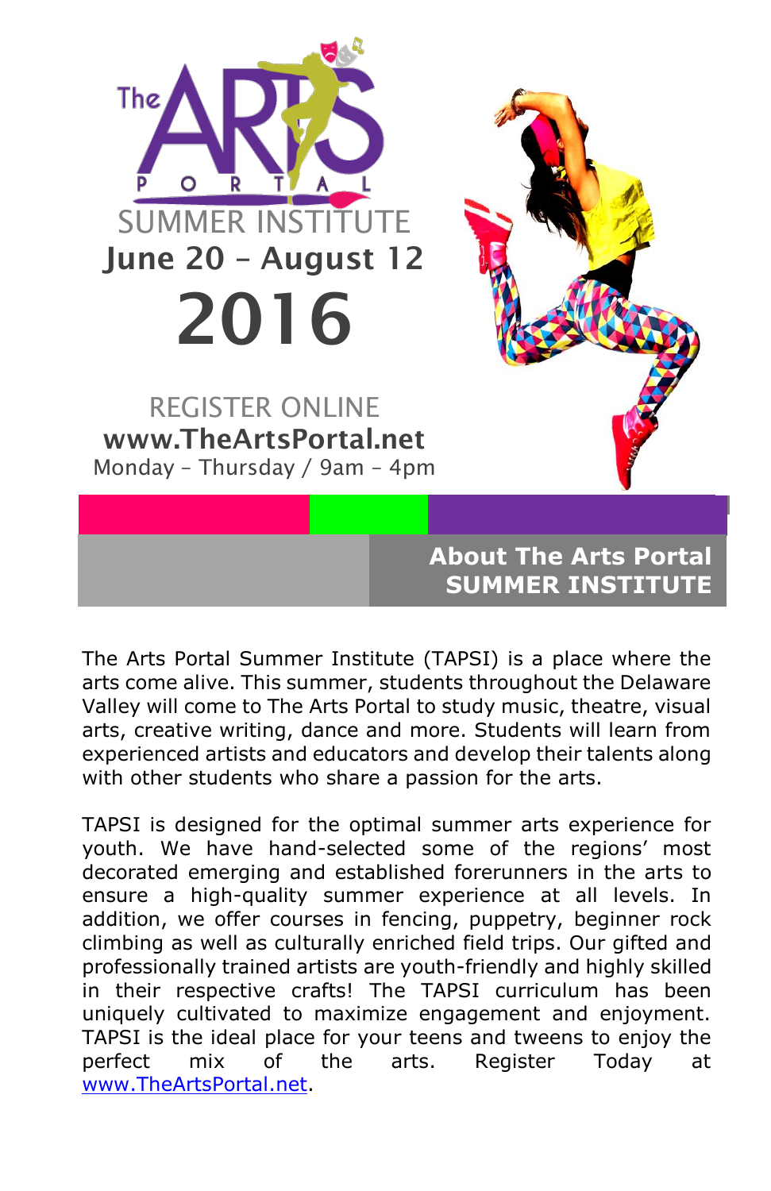The ARTS PORTAL

SUMMER INSTITUTE

# June 20 – August 12

# 2016

REGISTER ONLINE

**www.TheArtsPortal.net**

Monday – Thursday / 9am – 4pm

## About The Arts Portal SUMMER INSTITUTE

The Arts Portal Summer Institute (TAPSI) is a place where the arts come alive. This summer, students throughout the Delaware Valley will come to The Arts Portal to study music, theatre, visual arts, creative writing, dance and more. Students will learn from experienced artists and educators and develop their talents along with other students who share a passion for the arts.

TAPSI is designed for the optimal summer arts experience for youth. We have hand-selected some of the regions' most decorated emerging and established forerunners in the arts to ensure a high-quality summer experience at all levels. In addition, we offer courses in fencing, puppetry, beginner rock climbing as well as culturally enriched field trips. Our gifted and professionally trained artists are youth-friendly and highly skilled in their respective crafts! The TAPSI curriculum has been uniquely cultivated to maximize engagement and enjoyment. TAPSI is the ideal place for your teens and tweens to enjoy the perfect mix of the arts. Register Today at www.TheArtsPortal.net.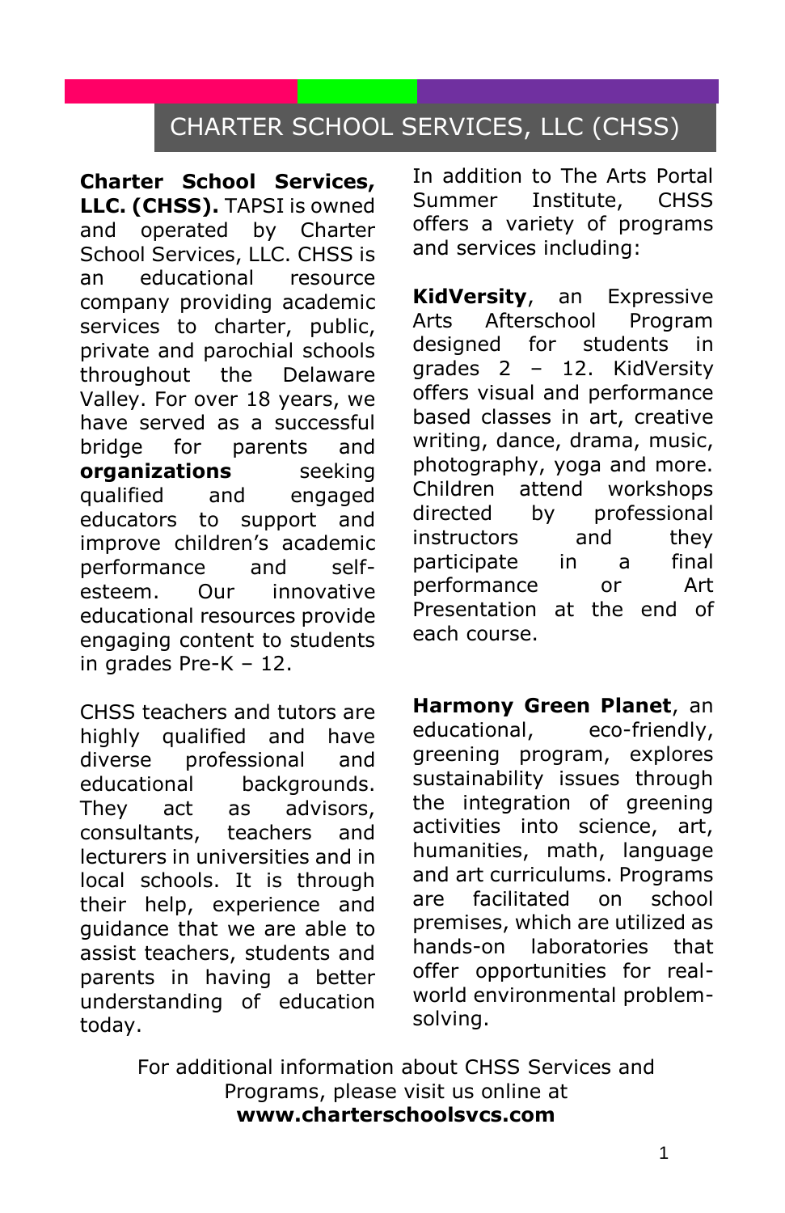# CHARTER SCHOOL SERVICES, LLC (CHSS)

**Charter School Services, LLC. (CHSS).** TAPSI is owned and operated by Charter School Services, LLC. CHSS is an educational resource company providing academic services to charter, public, private and parochial schools throughout the Delaware Valley. For over 18 years, we have served as a successful bridge for parents and **organizations** seeking qualified and engaged educators to support and improve children's academic performance and self-esteem. Our innovative educational resources provide engaging content to students in grades Pre-K – 12.

CHSS teachers and tutors are highly qualified and have diverse professional and educational backgrounds. They act as advisors, consultants, teachers and lecturers in universities and in local schools. It is through their help, experience and guidance that we are able to assist teachers, students and parents in having a better understanding of education today.

In addition to The Arts Portal Summer Institute, CHSS offers a variety of programs and services including:

**KidVersity**, an Expressive Arts Afterschool Program designed for students in grades 2 – 12. KidVersity offers visual and performance based classes in art, creative writing, dance, drama, music, photography, yoga and more. Children attend workshops directed by professional instructors and they participate in a final performance or Art Presentation at the end of each course.

**Harmony Green Planet**, an educational, eco-friendly, greening program, explores sustainability issues through the integration of greening activities into science, art, humanities, math, language and art curriculums. Programs are facilitated on school premises, which are utilized as hands-on laboratories that offer opportunities for real-world environmental problem-solving.

For additional information about CHSS Services and Programs, please visit us online at **www.charterschoolsvcs.com**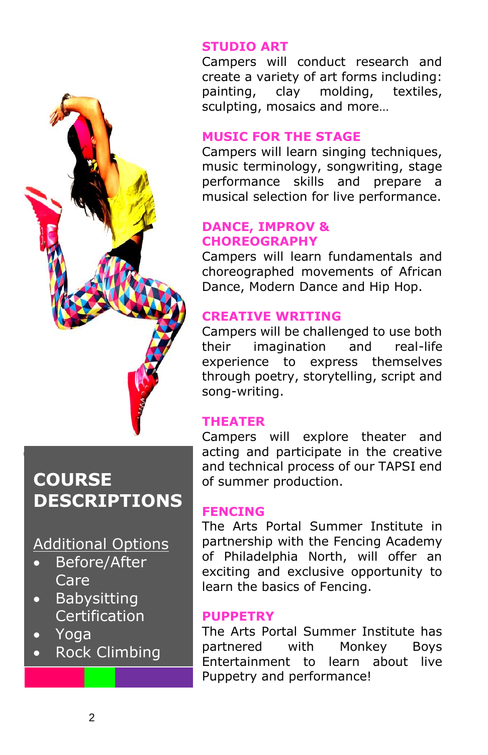# COURSE DESCRIPTIONS

<u>Additional Options</u>

- Before/After Care
- Babysitting Certification
- Yoga
- Rock Climbing

## STUDIO ART

Campers will conduct research and create a variety of art forms including: painting, clay molding, textiles, sculpting, mosaics and more…

## MUSIC FOR THE STAGE

Campers will learn singing techniques, music terminology, songwriting, stage performance skills and prepare a musical selection for live performance.

## DANCE, IMPROV & CHOREOGRAPHY

Campers will learn fundamentals and choreographed movements of African Dance, Modern Dance and Hip Hop.

## CREATIVE WRITING

Campers will be challenged to use both their imagination and real-life experience to express themselves through poetry, storytelling, script and song-writing.

## THEATER

Campers will explore theater and acting and participate in the creative and technical process of our TAPSI end of summer production.

## FENCING

The Arts Portal Summer Institute in partnership with the Fencing Academy of Philadelphia North, will offer an exciting and exclusive opportunity to learn the basics of Fencing.

## PUPPETRY

The Arts Portal Summer Institute has partnered with Monkey Boys Entertainment to learn about live Puppetry and performance!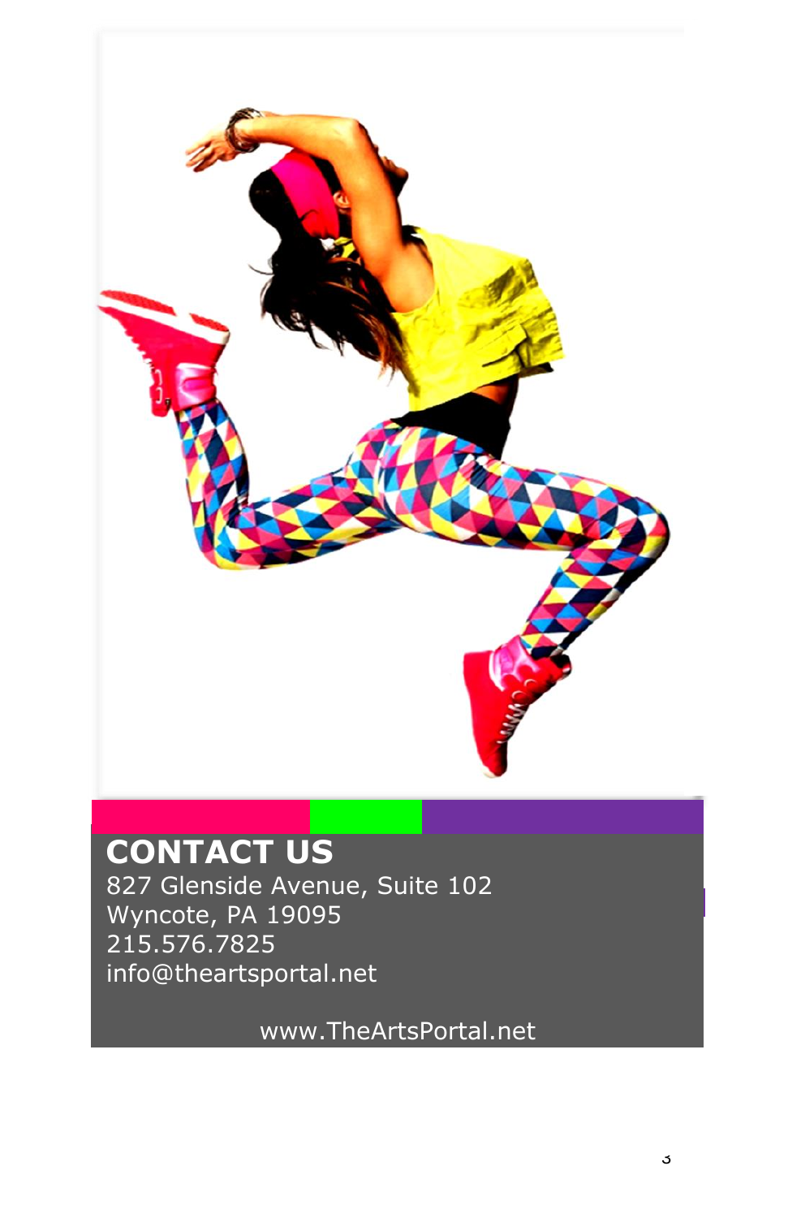## CONTACT US

827 Glenside Avenue, Suite 102
Wyncote, PA 19095
215.576.7825
info@theartsportal.net

www.TheArtsPortal.net